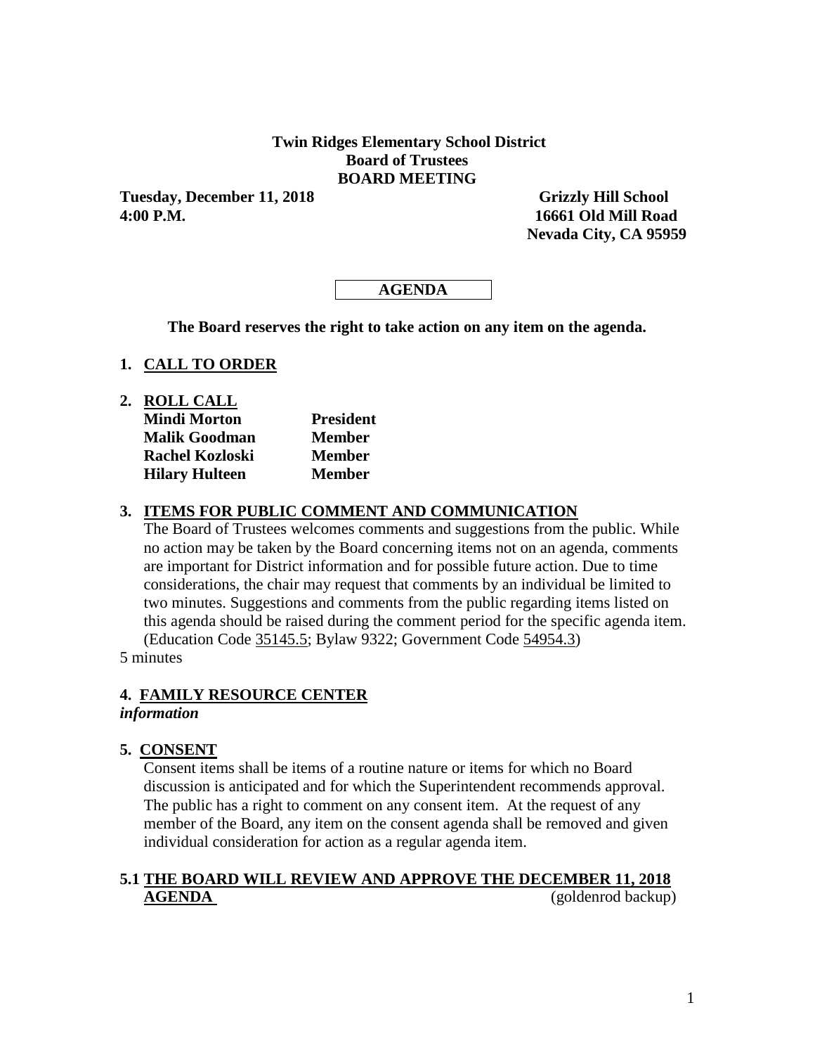**Twin Ridges Elementary School District**
**Board of Trustees**
**BOARD MEETING**

**Tuesday, December 11, 2018** — **Grizzly Hill School**
**4:00 P.M.** — **16661 Old Mill Road**
**Nevada City, CA 95959**

# AGENDA

**The Board reserves the right to take action on any item on the agenda.**

## 1. CALL TO ORDER

## 2. ROLL CALL

| | |
|---|---|
| **Mindi Morton** | **President** |
| **Malik Goodman** | **Member** |
| **Rachel Kozloski** | **Member** |
| **Hilary Hulteen** | **Member** |

## 3. ITEMS FOR PUBLIC COMMENT AND COMMUNICATION

The Board of Trustees welcomes comments and suggestions from the public. While no action may be taken by the Board concerning items not on an agenda, comments are important for District information and for possible future action. Due to time considerations, the chair may request that comments by an individual be limited to two minutes. Suggestions and comments from the public regarding items listed on this agenda should be raised during the comment period for the specific agenda item. (Education Code 35145.5; Bylaw 9322; Government Code 54954.3)

5 minutes

## 4. FAMILY RESOURCE CENTER

*information*

## 5. CONSENT

Consent items shall be items of a routine nature or items for which no Board discussion is anticipated and for which the Superintendent recommends approval. The public has a right to comment on any consent item. At the request of any member of the Board, any item on the consent agenda shall be removed and given individual consideration for action as a regular agenda item.

### 5.1 THE BOARD WILL REVIEW AND APPROVE THE DECEMBER 11, 2018 AGENDA

(goldenrod backup)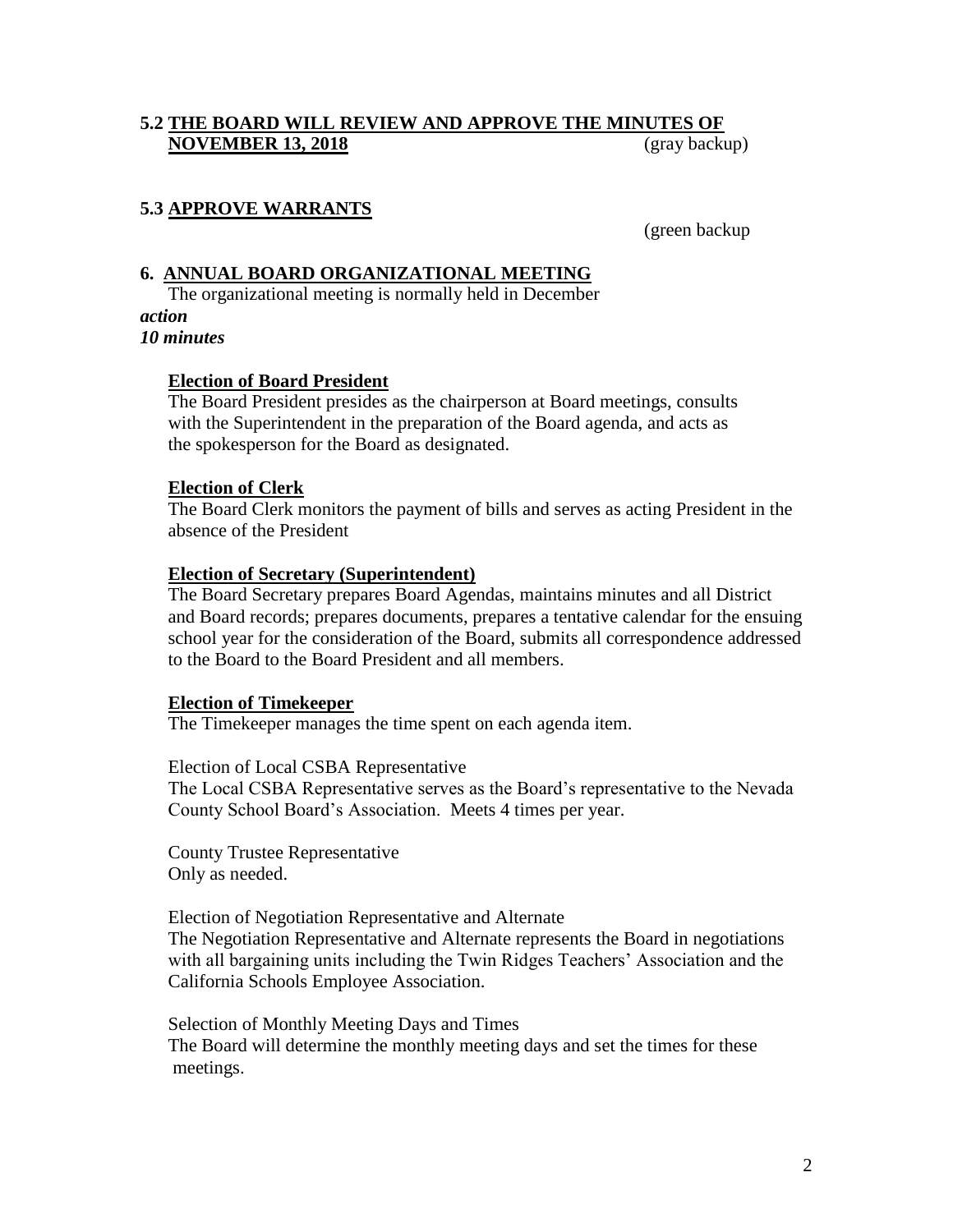**5.2 <u>THE BOARD WILL REVIEW AND APPROVE THE MINUTES OF NOVEMBER 13, 2018</u>** (gray backup)

**5.3 <u>APPROVE WARRANTS</u>**

(green backup

**6. <u>ANNUAL BOARD ORGANIZATIONAL MEETING</u>**

The organizational meeting is normally held in December

***action***

***10 minutes***

**<u>Election of Board President</u>**

The Board President presides as the chairperson at Board meetings, consults with the Superintendent in the preparation of the Board agenda, and acts as the spokesperson for the Board as designated.

**<u>Election of Clerk</u>**

The Board Clerk monitors the payment of bills and serves as acting President in the absence of the President

**<u>Election of Secretary (Superintendent)</u>**

The Board Secretary prepares Board Agendas, maintains minutes and all District and Board records; prepares documents, prepares a tentative calendar for the ensuing school year for the consideration of the Board, submits all correspondence addressed to the Board to the Board President and all members.

**<u>Election of Timekeeper</u>**

The Timekeeper manages the time spent on each agenda item.

Election of Local CSBA Representative

The Local CSBA Representative serves as the Board's representative to the Nevada County School Board's Association. Meets 4 times per year.

County Trustee Representative

Only as needed.

Election of Negotiation Representative and Alternate

The Negotiation Representative and Alternate represents the Board in negotiations with all bargaining units including the Twin Ridges Teachers' Association and the California Schools Employee Association.

Selection of Monthly Meeting Days and Times

The Board will determine the monthly meeting days and set the times for these meetings.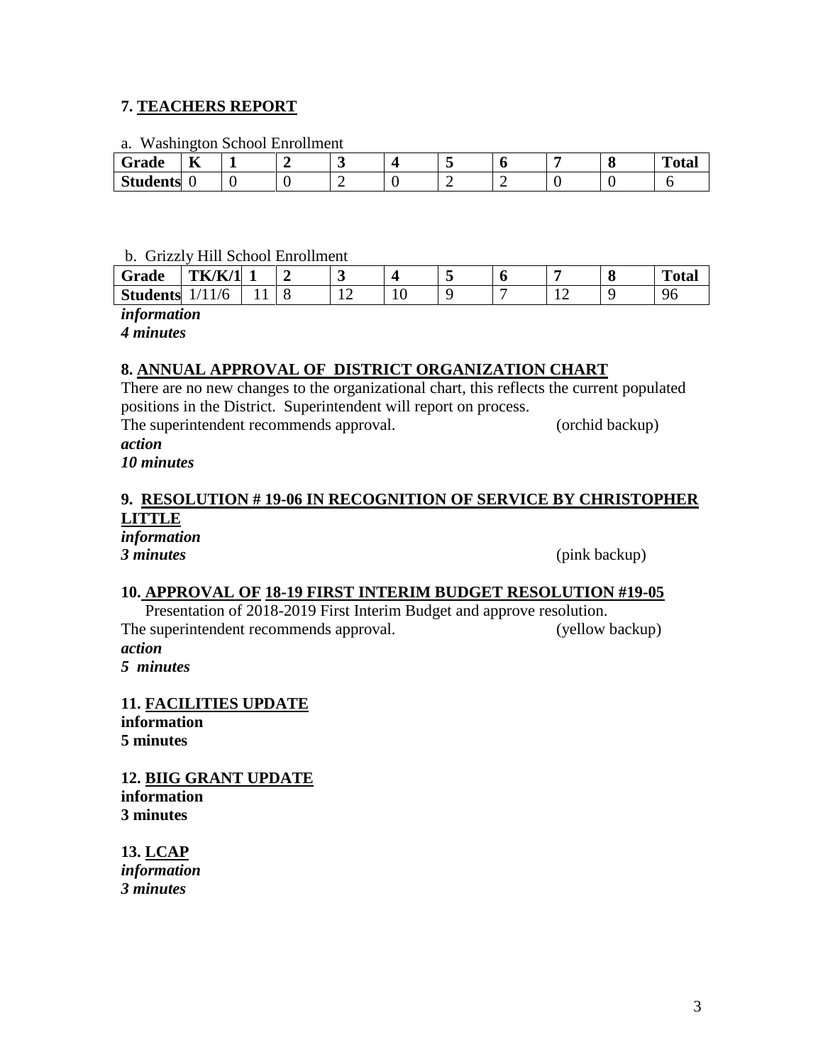**7. TEACHERS REPORT**

a. Washington School Enrollment

| Grade | K | 1 | 2 | 3 | 4 | 5 | 6 | 7 | 8 | Total |
|---|---|---|---|---|---|---|---|---|---|---|
| Students | 0 | 0 | 0 | 2 | 0 | 2 | 2 | 0 | 0 | 6 |

b. Grizzly Hill School Enrollment

| Grade | TK/K/1 | 1 | 2 | 3 | 4 | 5 | 6 | 7 | 8 | Total |
|---|---|---|---|---|---|---|---|---|---|---|
| Students | 1/11/6 | 11 | 8 | 12 | 10 | 9 | 7 | 12 | 9 | 96 |

*information*
*4 minutes*

**8. ANNUAL APPROVAL OF DISTRICT ORGANIZATION CHART**

There are no new changes to the organizational chart, this reflects the current populated positions in the District. Superintendent will report on process.
The superintendent recommends approval. (orchid backup)
*action*
*10 minutes*

**9. RESOLUTION # 19-06 IN RECOGNITION OF SERVICE BY CHRISTOPHER LITTLE**

*information*
*3 minutes* (pink backup)

**10. APPROVAL OF 18-19 FIRST INTERIM BUDGET RESOLUTION #19-05**

Presentation of 2018-2019 First Interim Budget and approve resolution.
The superintendent recommends approval. (yellow backup)
*action*
*5 minutes*

**11. FACILITIES UPDATE**

**information**
**5 minutes**

**12. BIIG GRANT UPDATE**

**information**
**3 minutes**

**13. LCAP**

*information*
*3 minutes*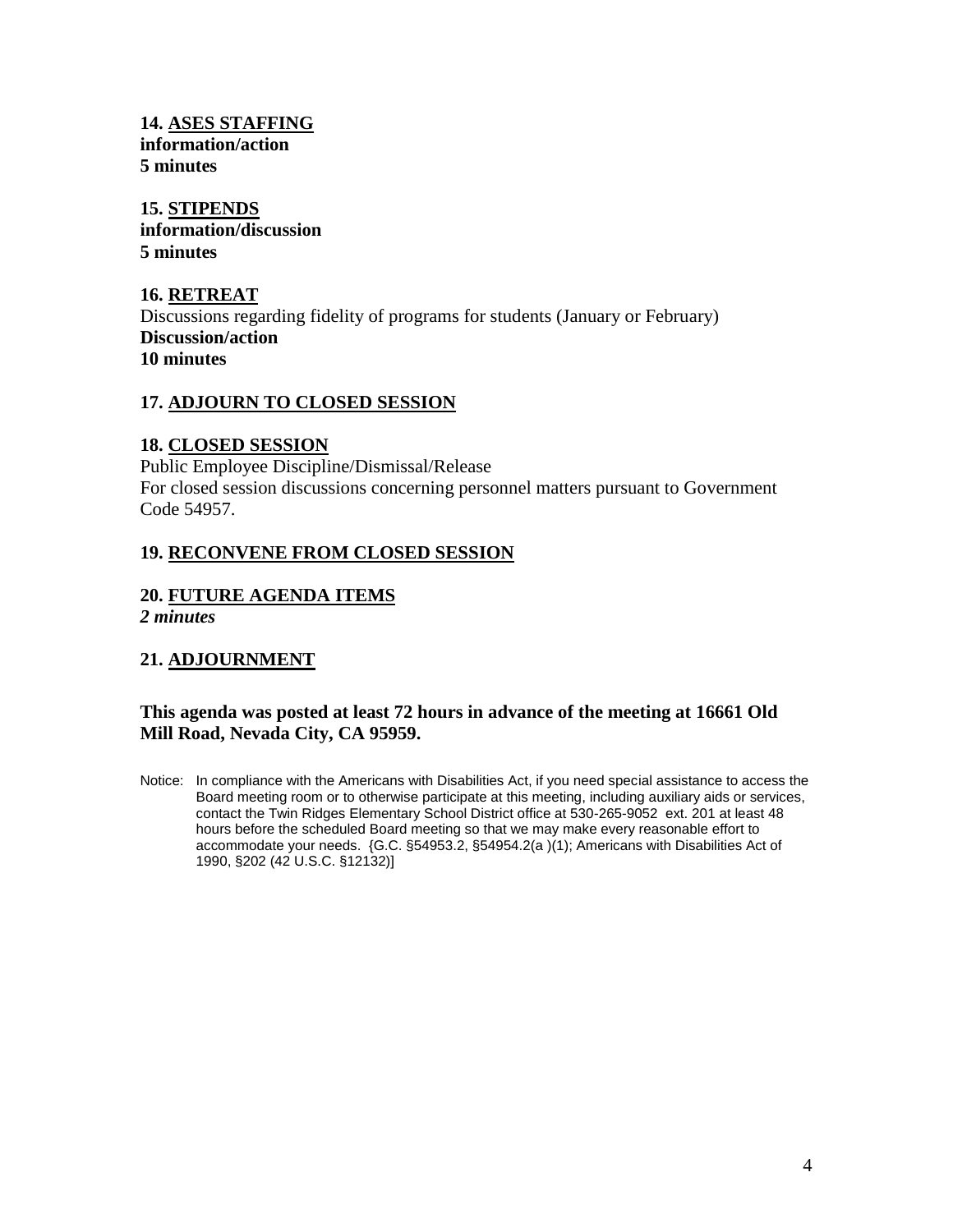**14. ASES STAFFING**
**information/action**
**5 minutes**

**15. STIPENDS**
**information/discussion**
**5 minutes**

**16. RETREAT**
Discussions regarding fidelity of programs for students (January or February)
**Discussion/action**
**10 minutes**

**17. ADJOURN TO CLOSED SESSION**

**18. CLOSED SESSION**
Public Employee Discipline/Dismissal/Release
For closed session discussions concerning personnel matters pursuant to Government Code 54957.

**19. RECONVENE FROM CLOSED SESSION**

**20. FUTURE AGENDA ITEMS**
***2 minutes***

**21. ADJOURNMENT**

**This agenda was posted at least 72 hours in advance of the meeting at 16661 Old Mill Road, Nevada City, CA 95959.**

Notice: In compliance with the Americans with Disabilities Act, if you need special assistance to access the Board meeting room or to otherwise participate at this meeting, including auxiliary aids or services, contact the Twin Ridges Elementary School District office at 530-265-9052 ext. 201 at least 48 hours before the scheduled Board meeting so that we may make every reasonable effort to accommodate your needs. {G.C. §54953.2, §54954.2(a )(1); Americans with Disabilities Act of 1990, §202 (42 U.S.C. §12132)]